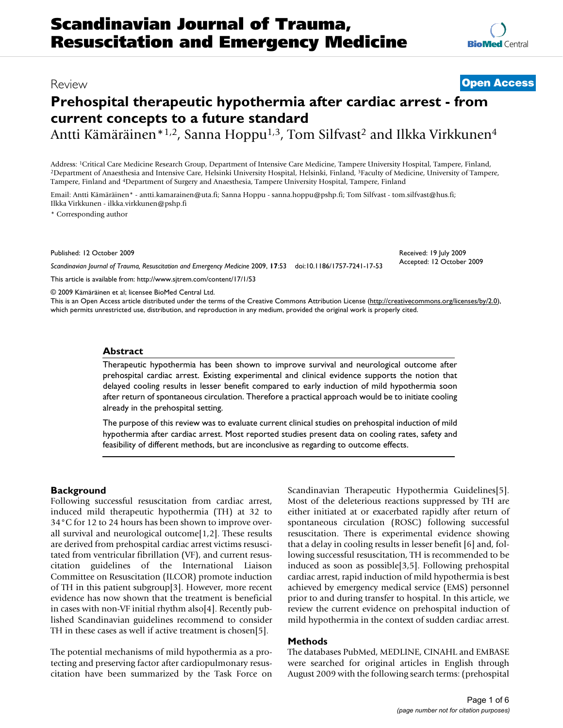# Scandinavian Journal of Trauma, Resuscitation and Emergency Medicine

Review

**Open Access**

## Prehospital therapeutic hypothermia after cardiac arrest - from current concepts to a future standard

Antti Kämäräinen*[1,2], Sanna Hoppu[1,3], Tom Silfvast[2] and Ilkka Virkkunen[4]

Address: [1]Critical Care Medicine Research Group, Department of Intensive Care Medicine, Tampere University Hospital, Tampere, Finland, [2]Department of Anaesthesia and Intensive Care, Helsinki University Hospital, Helsinki, Finland, [3]Faculty of Medicine, University of Tampere, Tampere, Finland and [4]Department of Surgery and Anaesthesia, Tampere University Hospital, Tampere, Finland

Email: Antti Kämäräinen* - antti.kamarainen@uta.fi; Sanna Hoppu - sanna.hoppu@pshp.fi; Tom Silfvast - tom.silfvast@hus.fi; Ilkka Virkkunen - ilkka.virkkunen@pshp.fi

\* Corresponding author

Published: 12 October 2009

Received: 19 July 2009
Accepted: 12 October 2009

*Scandinavian Journal of Trauma, Resuscitation and Emergency Medicine* 2009, **17**:53 doi:10.1186/1757-7241-17-53

This article is available from: http://www.sjtrem.com/content/17/1/53

© 2009 Kämäräinen et al; licensee BioMed Central Ltd.
This is an Open Access article distributed under the terms of the Creative Commons Attribution License (http://creativecommons.org/licenses/by/2.0), which permits unrestricted use, distribution, and reproduction in any medium, provided the original work is properly cited.

### Abstract

Therapeutic hypothermia has been shown to improve survival and neurological outcome after prehospital cardiac arrest. Existing experimental and clinical evidence supports the notion that delayed cooling results in lesser benefit compared to early induction of mild hypothermia soon after return of spontaneous circulation. Therefore a practical approach would be to initiate cooling already in the prehospital setting.

The purpose of this review was to evaluate current clinical studies on prehospital induction of mild hypothermia after cardiac arrest. Most reported studies present data on cooling rates, safety and feasibility of different methods, but are inconclusive as regarding to outcome effects.

### Background

Following successful resuscitation from cardiac arrest, induced mild therapeutic hypothermia (TH) at 32 to 34°C for 12 to 24 hours has been shown to improve overall survival and neurological outcome[1,2]. These results are derived from prehospital cardiac arrest victims resuscitated from ventricular fibrillation (VF), and current resuscitation guidelines of the International Liaison Committee on Resuscitation (ILCOR) promote induction of TH in this patient subgroup[3]. However, more recent evidence has now shown that the treatment is beneficial in cases with non-VF initial rhythm also[4]. Recently published Scandinavian guidelines recommend to consider TH in these cases as well if active treatment is chosen[5].

The potential mechanisms of mild hypothermia as a protecting and preserving factor after cardiopulmonary resuscitation have been summarized by the Task Force on Scandinavian Therapeutic Hypothermia Guidelines[5]. Most of the deleterious reactions suppressed by TH are either initiated at or exacerbated rapidly after return of spontaneous circulation (ROSC) following successful resuscitation. There is experimental evidence showing that a delay in cooling results in lesser benefit [6] and, following successful resuscitation, TH is recommended to be induced as soon as possible[3,5]. Following prehospital cardiac arrest, rapid induction of mild hypothermia is best achieved by emergency medical service (EMS) personnel prior to and during transfer to hospital. In this article, we review the current evidence on prehospital induction of mild hypothermia in the context of sudden cardiac arrest.

### Methods

The databases PubMed, MEDLINE, CINAHL and EMBASE were searched for original articles in English through August 2009 with the following search terms: (prehospital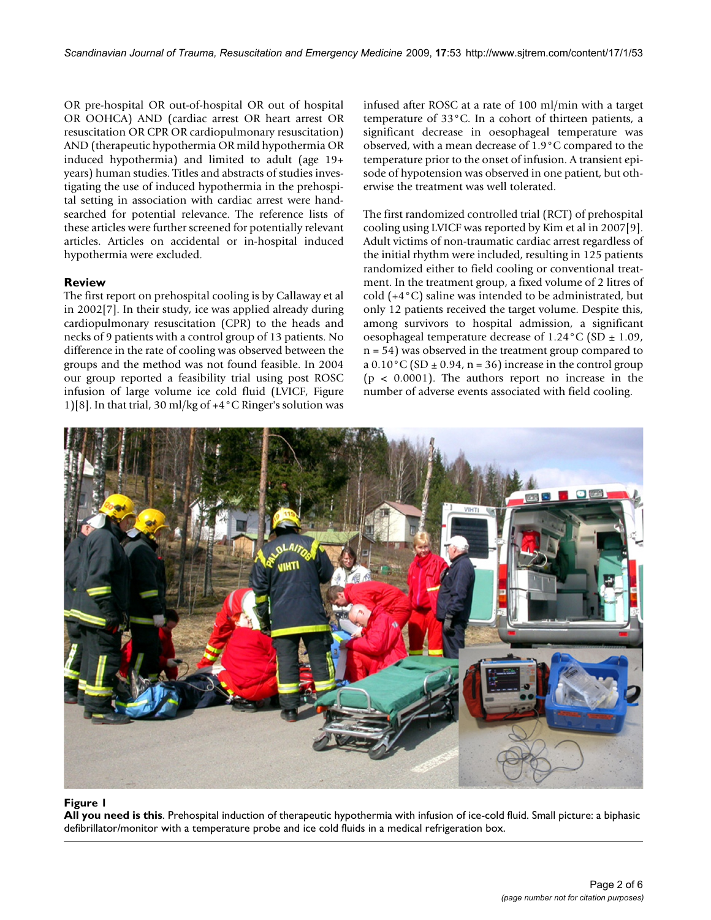OR pre-hospital OR out-of-hospital OR out of hospital OR OOHCA) AND (cardiac arrest OR heart arrest OR resuscitation OR CPR OR cardiopulmonary resuscitation) AND (therapeutic hypothermia OR mild hypothermia OR induced hypothermia) and limited to adult (age 19+ years) human studies. Titles and abstracts of studies investigating the use of induced hypothermia in the prehospital setting in association with cardiac arrest were hand-searched for potential relevance. The reference lists of these articles were further screened for potentially relevant articles. Articles on accidental or in-hospital induced hypothermia were excluded.

## Review

The first report on prehospital cooling is by Callaway et al in 2002[7]. In their study, ice was applied already during cardiopulmonary resuscitation (CPR) to the heads and necks of 9 patients with a control group of 13 patients. No difference in the rate of cooling was observed between the groups and the method was not found feasible. In 2004 our group reported a feasibility trial using post ROSC infusion of large volume ice cold fluid (LVICF, Figure 1)[8]. In that trial, 30 ml/kg of +4°C Ringer's solution was infused after ROSC at a rate of 100 ml/min with a target temperature of 33°C. In a cohort of thirteen patients, a significant decrease in oesophageal temperature was observed, with a mean decrease of 1.9°C compared to the temperature prior to the onset of infusion. A transient episode of hypotension was observed in one patient, but otherwise the treatment was well tolerated.

The first randomized controlled trial (RCT) of prehospital cooling using LVICF was reported by Kim et al in 2007[9]. Adult victims of non-traumatic cardiac arrest regardless of the initial rhythm were included, resulting in 125 patients randomized either to field cooling or conventional treatment. In the treatment group, a fixed volume of 2 litres of cold (+4°C) saline was intended to be administrated, but only 12 patients received the target volume. Despite this, among survivors to hospital admission, a significant oesophageal temperature decrease of 1.24°C (SD ± 1.09, n = 54) was observed in the treatment group compared to a 0.10°C (SD ± 0.94, n = 36) increase in the control group ($p < 0.0001$). The authors report no increase in the number of adverse events associated with field cooling.

**Figure 1**
**All you need is this**. Prehospital induction of therapeutic hypothermia with infusion of ice-cold fluid. Small picture: a biphasic defibrillator/monitor with a temperature probe and ice cold fluids in a medical refrigeration box.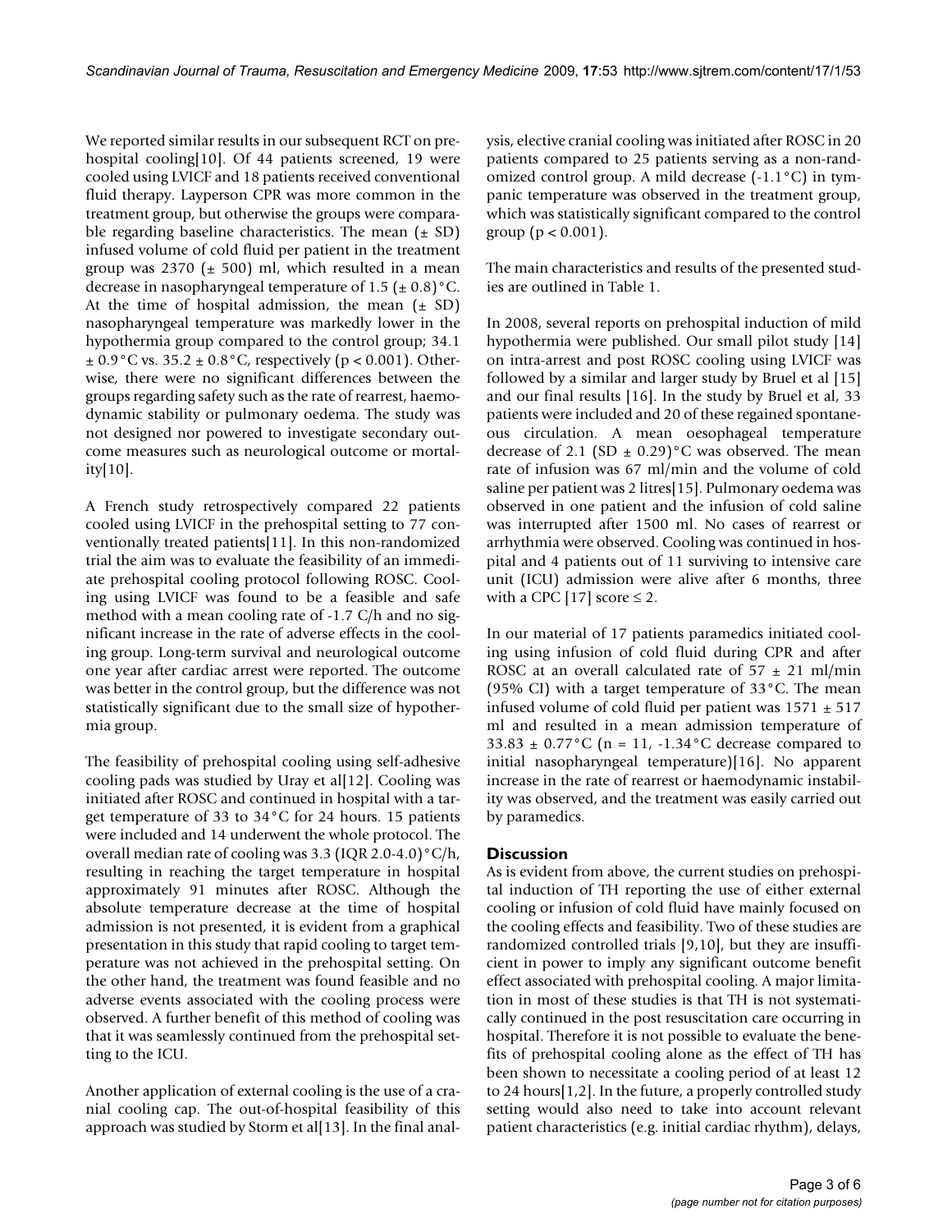We reported similar results in our subsequent RCT on prehospital cooling[10]. Of 44 patients screened, 19 were cooled using LVICF and 18 patients received conventional fluid therapy. Layperson CPR was more common in the treatment group, but otherwise the groups were comparable regarding baseline characteristics. The mean (± SD) infused volume of cold fluid per patient in the treatment group was 2370 (± 500) ml, which resulted in a mean decrease in nasopharyngeal temperature of 1.5 (± 0.8)°C. At the time of hospital admission, the mean (± SD) nasopharyngeal temperature was markedly lower in the hypothermia group compared to the control group; 34.1 ± 0.9°C vs. 35.2 ± 0.8°C, respectively ($p < 0.001$). Otherwise, there were no significant differences between the groups regarding safety such as the rate of rearrest, haemodynamic stability or pulmonary oedema. The study was not designed nor powered to investigate secondary outcome measures such as neurological outcome or mortality[10].

A French study retrospectively compared 22 patients cooled using LVICF in the prehospital setting to 77 conventionally treated patients[11]. In this non-randomized trial the aim was to evaluate the feasibility of an immediate prehospital cooling protocol following ROSC. Cooling using LVICF was found to be a feasible and safe method with a mean cooling rate of -1.7 C/h and no significant increase in the rate of adverse effects in the cooling group. Long-term survival and neurological outcome one year after cardiac arrest were reported. The outcome was better in the control group, but the difference was not statistically significant due to the small size of hypothermia group.

The feasibility of prehospital cooling using self-adhesive cooling pads was studied by Uray et al[12]. Cooling was initiated after ROSC and continued in hospital with a target temperature of 33 to 34°C for 24 hours. 15 patients were included and 14 underwent the whole protocol. The overall median rate of cooling was 3.3 (IQR 2.0-4.0)°C/h, resulting in reaching the target temperature in hospital approximately 91 minutes after ROSC. Although the absolute temperature decrease at the time of hospital admission is not presented, it is evident from a graphical presentation in this study that rapid cooling to target temperature was not achieved in the prehospital setting. On the other hand, the treatment was found feasible and no adverse events associated with the cooling process were observed. A further benefit of this method of cooling was that it was seamlessly continued from the prehospital setting to the ICU.

Another application of external cooling is the use of a cranial cooling cap. The out-of-hospital feasibility of this approach was studied by Storm et al[13]. In the final analysis, elective cranial cooling was initiated after ROSC in 20 patients compared to 25 patients serving as a non-randomized control group. A mild decrease (-1.1°C) in tympanic temperature was observed in the treatment group, which was statistically significant compared to the control group ($p < 0.001$).

The main characteristics and results of the presented studies are outlined in Table 1.

In 2008, several reports on prehospital induction of mild hypothermia were published. Our small pilot study [14] on intra-arrest and post ROSC cooling using LVICF was followed by a similar and larger study by Bruel et al [15] and our final results [16]. In the study by Bruel et al, 33 patients were included and 20 of these regained spontaneous circulation. A mean oesophageal temperature decrease of 2.1 (SD ± 0.29)°C was observed. The mean rate of infusion was 67 ml/min and the volume of cold saline per patient was 2 litres[15]. Pulmonary oedema was observed in one patient and the infusion of cold saline was interrupted after 1500 ml. No cases of rearrest or arrhythmia were observed. Cooling was continued in hospital and 4 patients out of 11 surviving to intensive care unit (ICU) admission were alive after 6 months, three with a CPC [17] score ≤ 2.

In our material of 17 patients paramedics initiated cooling using infusion of cold fluid during CPR and after ROSC at an overall calculated rate of 57 ± 21 ml/min (95% CI) with a target temperature of 33°C. The mean infused volume of cold fluid per patient was 1571 ± 517 ml and resulted in a mean admission temperature of 33.83 ± 0.77°C (n = 11, -1.34°C decrease compared to initial nasopharyngeal temperature)[16]. No apparent increase in the rate of rearrest or haemodynamic instability was observed, and the treatment was easily carried out by paramedics.

## Discussion

As is evident from above, the current studies on prehospital induction of TH reporting the use of either external cooling or infusion of cold fluid have mainly focused on the cooling effects and feasibility. Two of these studies are randomized controlled trials [9,10], but they are insufficient in power to imply any significant outcome benefit effect associated with prehospital cooling. A major limitation in most of these studies is that TH is not systematically continued in the post resuscitation care occurring in hospital. Therefore it is not possible to evaluate the benefits of prehospital cooling alone as the effect of TH has been shown to necessitate a cooling period of at least 12 to 24 hours[1,2]. In the future, a properly controlled study setting would also need to take into account relevant patient characteristics (e.g. initial cardiac rhythm), delays,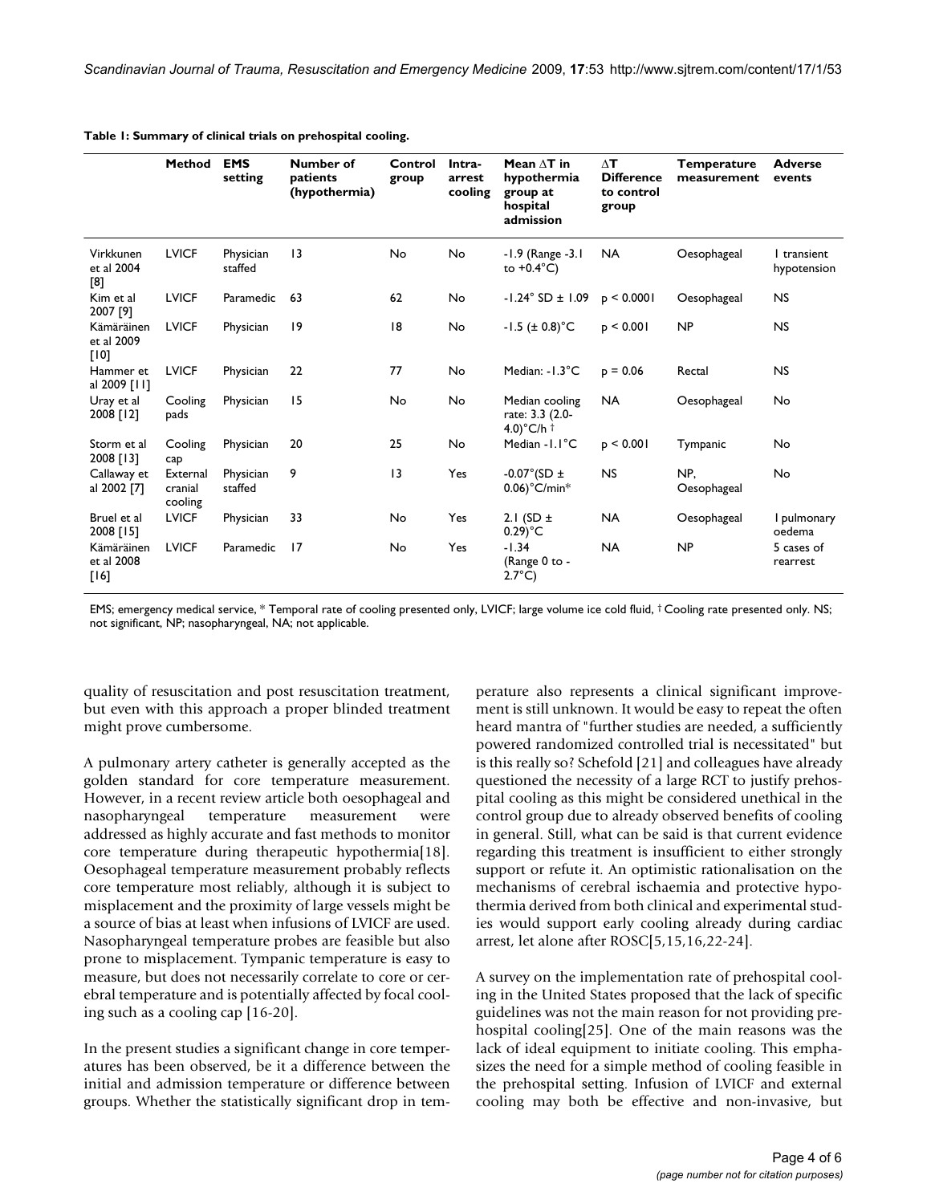**Table 1: Summary of clinical trials on prehospital cooling.**

| | Method | EMS setting | Number of patients (hypothermia) | Control group | Intra-arrest cooling | Mean ΔT in hypothermia group at hospital admission | ΔT Difference to control group | Temperature measurement | Adverse events |
|---|---|---|---|---|---|---|---|---|---|
| Virkkunen et al 2004 [8] | LVICF | Physician staffed | 13 | No | No | -1.9 (Range -3.1 to +0.4°C) | NA | Oesophageal | 1 transient hypotension |
| Kim et al 2007 [9] | LVICF | Paramedic | 63 | 62 | No | -1.24° SD ± 1.09 | $p < 0.0001$ | Oesophageal | NS |
| Kämäräinen et al 2009 [10] | LVICF | Physician | 19 | 18 | No | -1.5 (± 0.8)°C | $p < 0.001$ | NP | NS |
| Hammer et al 2009 [11] | LVICF | Physician | 22 | 77 | No | Median: -1.3°C | $p = 0.06$ | Rectal | NS |
| Uray et al 2008 [12] | Cooling pads | Physician | 15 | No | No | Median cooling rate: 3.3 (2.0-4.0)°C/h † | NA | Oesophageal | No |
| Storm et al 2008 [13] | Cooling cap | Physician | 20 | 25 | No | Median -1.1°C | $p < 0.001$ | Tympanic | No |
| Callaway et al 2002 [7] | External cranial cooling | Physician staffed | 9 | 13 | Yes | -0.07°(SD ± 0.06)°C/min* | NS | NP, Oesophageal | No |
| Bruel et al 2008 [15] | LVICF | Physician | 33 | No | Yes | 2.1 (SD ± 0.29)°C | NA | Oesophageal | 1 pulmonary oedema |
| Kämäräinen et al 2008 [16] | LVICF | Paramedic | 17 | No | Yes | -1.34 (Range 0 to -2.7°C) | NA | NP | 5 cases of rearrest |

EMS; emergency medical service, * Temporal rate of cooling presented only, LVICF; large volume ice cold fluid, † Cooling rate presented only. NS; not significant, NP; nasopharyngeal, NA; not applicable.

quality of resuscitation and post resuscitation treatment, but even with this approach a proper blinded treatment might prove cumbersome.

A pulmonary artery catheter is generally accepted as the golden standard for core temperature measurement. However, in a recent review article both oesophageal and nasopharyngeal temperature measurement were addressed as highly accurate and fast methods to monitor core temperature during therapeutic hypothermia[18]. Oesophageal temperature measurement probably reflects core temperature most reliably, although it is subject to misplacement and the proximity of large vessels might be a source of bias at least when infusions of LVICF are used. Nasopharyngeal temperature probes are feasible but also prone to misplacement. Tympanic temperature is easy to measure, but does not necessarily correlate to core or cerebral temperature and is potentially affected by focal cooling such as a cooling cap [16-20].

In the present studies a significant change in core temperatures has been observed, be it a difference between the initial and admission temperature or difference between groups. Whether the statistically significant drop in temperature also represents a clinical significant improvement is still unknown. It would be easy to repeat the often heard mantra of "further studies are needed, a sufficiently powered randomized controlled trial is necessitated" but is this really so? Schefold [21] and colleagues have already questioned the necessity of a large RCT to justify prehospital cooling as this might be considered unethical in the control group due to already observed benefits of cooling in general. Still, what can be said is that current evidence regarding this treatment is insufficient to either strongly support or refute it. An optimistic rationalisation on the mechanisms of cerebral ischaemia and protective hypothermia derived from both clinical and experimental studies would support early cooling already during cardiac arrest, let alone after ROSC[5,15,16,22-24].

A survey on the implementation rate of prehospital cooling in the United States proposed that the lack of specific guidelines was not the main reason for not providing prehospital cooling[25]. One of the main reasons was the lack of ideal equipment to initiate cooling. This emphasizes the need for a simple method of cooling feasible in the prehospital setting. Infusion of LVICF and external cooling may both be effective and non-invasive, but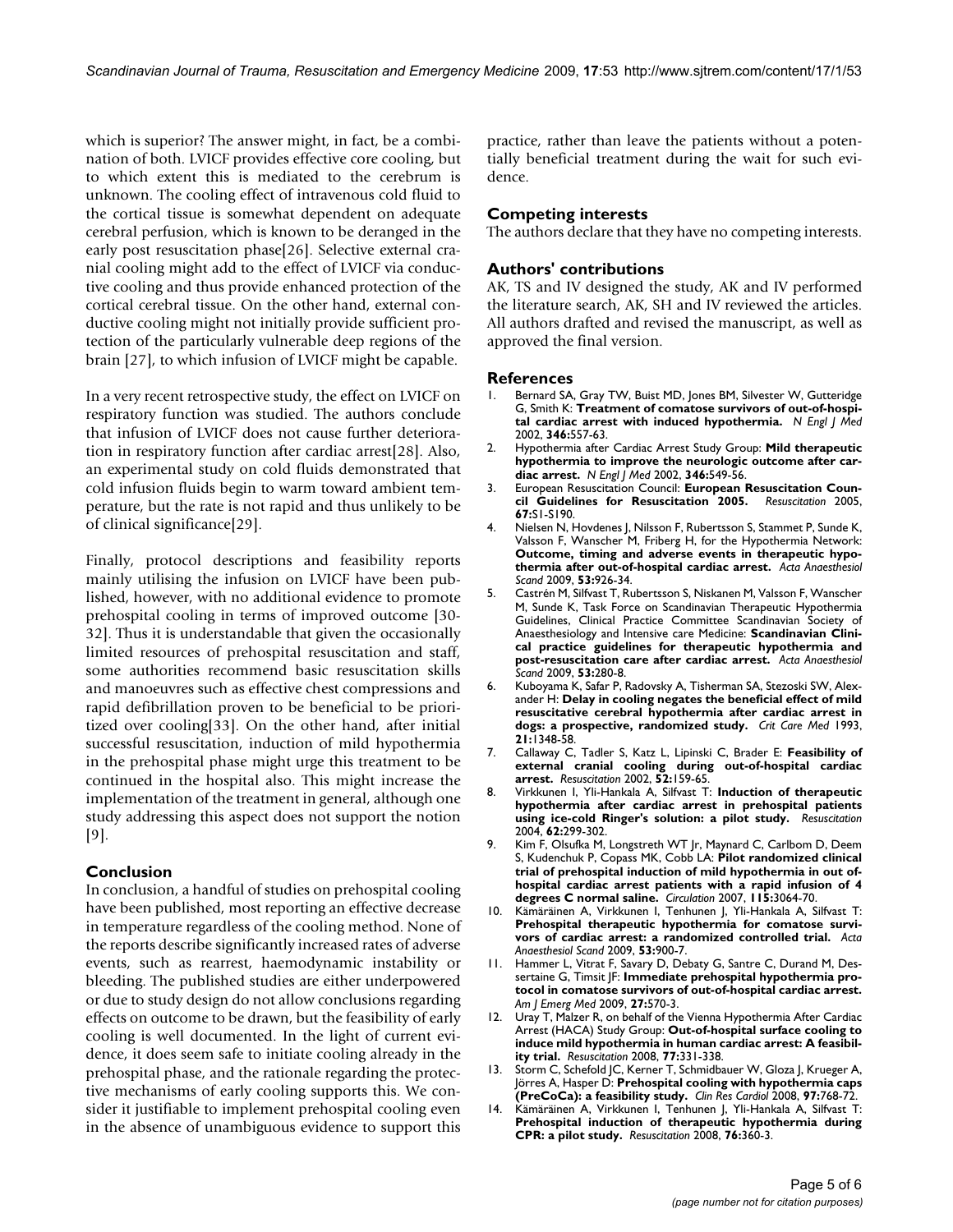which is superior? The answer might, in fact, be a combination of both. LVICF provides effective core cooling, but to which extent this is mediated to the cerebrum is unknown. The cooling effect of intravenous cold fluid to the cortical tissue is somewhat dependent on adequate cerebral perfusion, which is known to be deranged in the early post resuscitation phase[26]. Selective external cranial cooling might add to the effect of LVICF via conductive cooling and thus provide enhanced protection of the cortical cerebral tissue. On the other hand, external conductive cooling might not initially provide sufficient protection of the particularly vulnerable deep regions of the brain [27], to which infusion of LVICF might be capable.

In a very recent retrospective study, the effect on LVICF on respiratory function was studied. The authors conclude that infusion of LVICF does not cause further deterioration in respiratory function after cardiac arrest[28]. Also, an experimental study on cold fluids demonstrated that cold infusion fluids begin to warm toward ambient temperature, but the rate is not rapid and thus unlikely to be of clinical significance[29].

Finally, protocol descriptions and feasibility reports mainly utilising the infusion on LVICF have been published, however, with no additional evidence to promote prehospital cooling in terms of improved outcome [30-32]. Thus it is understandable that given the occasionally limited resources of prehospital resuscitation and staff, some authorities recommend basic resuscitation skills and manoeuvres such as effective chest compressions and rapid defibrillation proven to be beneficial to be prioritized over cooling[33]. On the other hand, after initial successful resuscitation, induction of mild hypothermia in the prehospital phase might urge this treatment to be continued in the hospital also. This might increase the implementation of the treatment in general, although one study addressing this aspect does not support the notion [9].

## Conclusion

In conclusion, a handful of studies on prehospital cooling have been published, most reporting an effective decrease in temperature regardless of the cooling method. None of the reports describe significantly increased rates of adverse events, such as rearrest, haemodynamic instability or bleeding. The published studies are either underpowered or due to study design do not allow conclusions regarding effects on outcome to be drawn, but the feasibility of early cooling is well documented. In the light of current evidence, it does seem safe to initiate cooling already in the prehospital phase, and the rationale regarding the protective mechanisms of early cooling supports this. We consider it justifiable to implement prehospital cooling even in the absence of unambiguous evidence to support this practice, rather than leave the patients without a potentially beneficial treatment during the wait for such evidence.

## Competing interests

The authors declare that they have no competing interests.

## Authors' contributions

AK, TS and IV designed the study, AK and IV performed the literature search, AK, SH and IV reviewed the articles. All authors drafted and revised the manuscript, as well as approved the final version.

## References

1. Bernard SA, Gray TW, Buist MD, Jones BM, Silvester W, Gutteridge G, Smith K: **Treatment of comatose survivors of out-of-hospital cardiac arrest with induced hypothermia.** *N Engl J Med* 2002, **346:**557-63.
2. Hypothermia after Cardiac Arrest Study Group: **Mild therapeutic hypothermia to improve the neurologic outcome after cardiac arrest.** *N Engl J Med* 2002, **346:**549-56.
3. European Resuscitation Council: **European Resuscitation Council Guidelines for Resuscitation 2005.** *Resuscitation* 2005, **67:**S1-S190.
4. Nielsen N, Hovdenes J, Nilsson F, Rubertsson S, Stammet P, Sunde K, Valsson F, Wanscher M, Friberg H, for the Hypothermia Network: **Outcome, timing and adverse events in therapeutic hypothermia after out-of-hospital cardiac arrest.** *Acta Anaesthesiol Scand* 2009, **53:**926-34.
5. Castrén M, Silfvast T, Rubertsson S, Niskanen M, Valsson F, Wanscher M, Sunde K, Task Force on Scandinavian Therapeutic Hypothermia Guidelines, Clinical Practice Committee Scandinavian Society of Anaesthesiology and Intensive care Medicine: **Scandinavian Clinical practice guidelines for therapeutic hypothermia and post-resuscitation care after cardiac arrest.** *Acta Anaesthesiol Scand* 2009, **53:**280-8.
6. Kuboyama K, Safar P, Radovsky A, Tisherman SA, Stezoski SW, Alexander H: **Delay in cooling negates the beneficial effect of mild resuscitative cerebral hypothermia after cardiac arrest in dogs: a prospective, randomized study.** *Crit Care Med* 1993, **21:**1348-58.
7. Callaway C, Tadler S, Katz L, Lipinski C, Brader E: **Feasibility of external cranial cooling during out-of-hospital cardiac arrest.** *Resuscitation* 2002, **52:**159-65.
8. Virkkunen I, Yli-Hankala A, Silfvast T: **Induction of therapeutic hypothermia after cardiac arrest in prehospital patients using ice-cold Ringer's solution: a pilot study.** *Resuscitation* 2004, **62:**299-302.
9. Kim F, Olsufka M, Longstreth WT Jr, Maynard C, Carlbom D, Deem S, Kudenchuk P, Copass MK, Cobb LA: **Pilot randomized clinical trial of prehospital induction of mild hypothermia in out of-hospital cardiac arrest patients with a rapid infusion of 4 degrees C normal saline.** *Circulation* 2007, **115:**3064-70.
10. Kämäräinen A, Virkkunen I, Tenhunen J, Yli-Hankala A, Silfvast T: **Prehospital therapeutic hypothermia for comatose survivors of cardiac arrest: a randomized controlled trial.** *Acta Anaesthesiol Scand* 2009, **53:**900-7.
11. Hammer L, Vitrat F, Savary D, Debaty G, Santre C, Durand M, Dessertaine G, Timsit JF: **Immediate prehospital hypothermia protocol in comatose survivors of out-of-hospital cardiac arrest.** *Am J Emerg Med* 2009, **27:**570-3.
12. Uray T, Malzer R, on behalf of the Vienna Hypothermia After Cardiac Arrest (HACA) Study Group: **Out-of-hospital surface cooling to induce mild hypothermia in human cardiac arrest: A feasibility trial.** *Resuscitation* 2008, **77:**331-338.
13. Storm C, Schefold JC, Kerner T, Schmidbauer W, Gloza J, Krueger A, Jörres A, Hasper D: **Prehospital cooling with hypothermia caps (PreCoCa): a feasibility study.** *Clin Res Cardiol* 2008, **97:**768-72.
14. Kämäräinen A, Virkkunen I, Tenhunen J, Yli-Hankala A, Silfvast T: **Prehospital induction of therapeutic hypothermia during CPR: a pilot study.** *Resuscitation* 2008, **76:**360-3.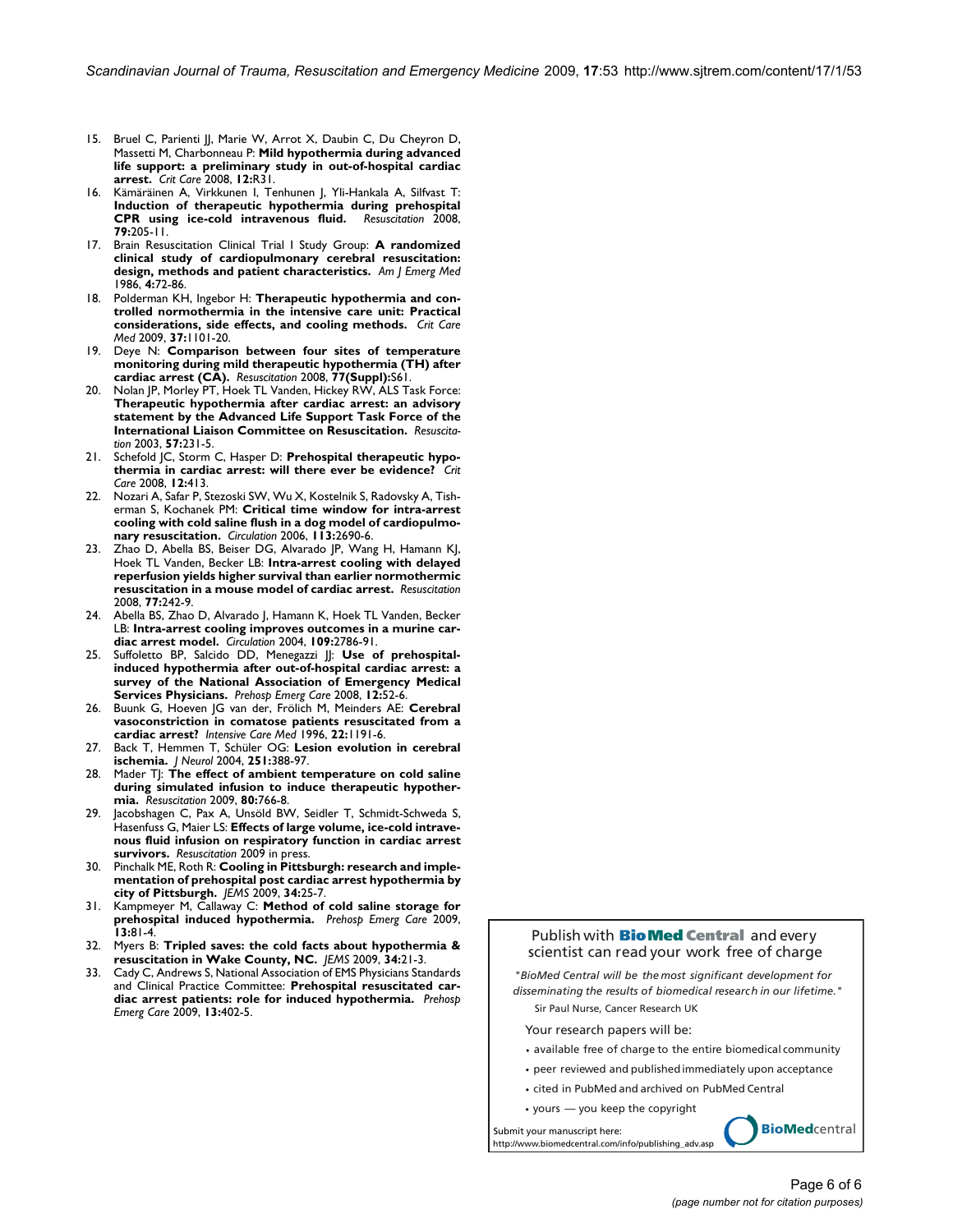15. Bruel C, Parienti JJ, Marie W, Arrot X, Daubin C, Du Cheyron D, Massetti M, Charbonneau P: **Mild hypothermia during advanced life support: a preliminary study in out-of-hospital cardiac arrest.** *Crit Care* 2008, **12:**R31.
16. Kämäräinen A, Virkkunen I, Tenhunen J, Yli-Hankala A, Silfvast T: **Induction of therapeutic hypothermia during prehospital CPR using ice-cold intravenous fluid.** *Resuscitation* 2008, **79:**205-11.
17. Brain Resuscitation Clinical Trial I Study Group: **A randomized clinical study of cardiopulmonary cerebral resuscitation: design, methods and patient characteristics.** *Am J Emerg Med* 1986, **4:**72-86.
18. Polderman KH, Ingebor H: **Therapeutic hypothermia and controlled normothermia in the intensive care unit: Practical considerations, side effects, and cooling methods.** *Crit Care Med* 2009, **37:**1101-20.
19. Deye N: **Comparison between four sites of temperature monitoring during mild therapeutic hypothermia (TH) after cardiac arrest (CA).** *Resuscitation* 2008, **77(Suppl):**S61.
20. Nolan JP, Morley PT, Hoek TL Vanden, Hickey RW, ALS Task Force: **Therapeutic hypothermia after cardiac arrest: an advisory statement by the Advanced Life Support Task Force of the International Liaison Committee on Resuscitation.** *Resuscitation* 2003, **57:**231-5.
21. Schefold JC, Storm C, Hasper D: **Prehospital therapeutic hypothermia in cardiac arrest: will there ever be evidence?** *Crit Care* 2008, **12:**413.
22. Nozari A, Safar P, Stezoski SW, Wu X, Kostelnik S, Radovsky A, Tisherman S, Kochanek PM: **Critical time window for intra-arrest cooling with cold saline flush in a dog model of cardiopulmonary resuscitation.** *Circulation* 2006, **113:**2690-6.
23. Zhao D, Abella BS, Beiser DG, Alvarado JP, Wang H, Hamann KJ, Hoek TL Vanden, Becker LB: **Intra-arrest cooling with delayed reperfusion yields higher survival than earlier normothermic resuscitation in a mouse model of cardiac arrest.** *Resuscitation* 2008, **77:**242-9.
24. Abella BS, Zhao D, Alvarado J, Hamann K, Hoek TL Vanden, Becker LB: **Intra-arrest cooling improves outcomes in a murine cardiac arrest model.** *Circulation* 2004, **109:**2786-91.
25. Suffoletto BP, Salcido DD, Menegazzi JJ: **Use of prehospital-induced hypothermia after out-of-hospital cardiac arrest: a survey of the National Association of Emergency Medical Services Physicians.** *Prehosp Emerg Care* 2008, **12:**52-6.
26. Buunk G, Hoeven JG van der, Frölich M, Meinders AE: **Cerebral vasoconstriction in comatose patients resuscitated from a cardiac arrest?** *Intensive Care Med* 1996, **22:**1191-6.
27. Back T, Hemmen T, Schüler OG: **Lesion evolution in cerebral ischemia.** *J Neurol* 2004, **251:**388-97.
28. Mader TJ: **The effect of ambient temperature on cold saline during simulated infusion to induce therapeutic hypothermia.** *Resuscitation* 2009, **80:**766-8.
29. Jacobshagen C, Pax A, Unsöld BW, Seidler T, Schmidt-Schweda S, Hasenfuss G, Maier LS: **Effects of large volume, ice-cold intravenous fluid infusion on respiratory function in cardiac arrest survivors.** *Resuscitation* 2009 in press.
30. Pinchalk ME, Roth R: **Cooling in Pittsburgh: research and implementation of prehospital post cardiac arrest hypothermia by city of Pittsburgh.** *JEMS* 2009, **34:**25-7.
31. Kampmeyer M, Callaway C: **Method of cold saline storage for prehospital induced hypothermia.** *Prehosp Emerg Care* 2009, **13:**81-4.
32. Myers B: **Tripled saves: the cold facts about hypothermia & resuscitation in Wake County, NC.** *JEMS* 2009, **34:**21-3.
33. Cady C, Andrews S, National Association of EMS Physicians Standards and Clinical Practice Committee: **Prehospital resuscitated cardiac arrest patients: role for induced hypothermia.** *Prehosp Emerg Care* 2009, **13:**402-5.

Publish with **BioMed Central** and every scientist can read your work free of charge

*"BioMed Central will be the most significant development for disseminating the results of biomedical research in our lifetime."*
Sir Paul Nurse, Cancer Research UK

Your research papers will be:

- available free of charge to the entire biomedical community
- peer reviewed and published immediately upon acceptance
- cited in PubMed and archived on PubMed Central
- yours — you keep the copyright

Submit your manuscript here:
http://www.biomedcentral.com/info/publishing_adv.asp

**BioMed**central